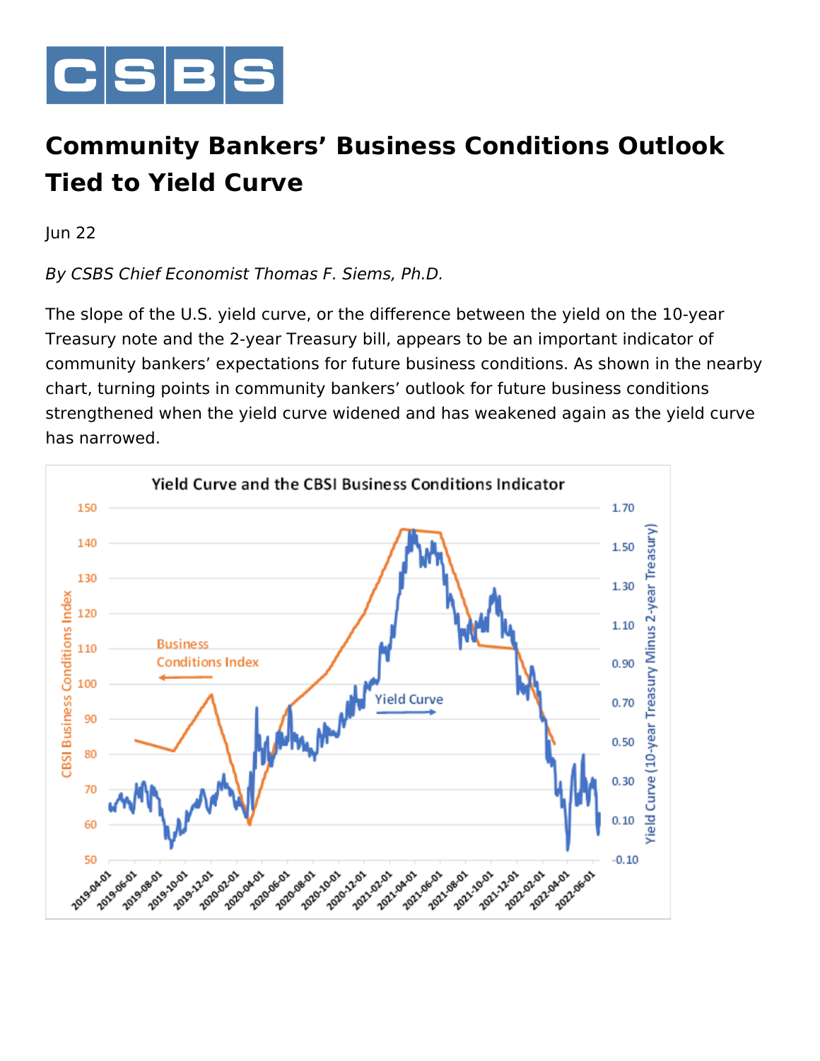CSBS

# Community Bankers' Business Conditions Outlook Tied to Yield Curve

Jun 22

*By CSBS Chief Economist Thomas F. Siems, Ph.D.*

The slope of the U.S. yield curve, or the difference between the yield on the 10-year Treasury note and the 2-year Treasury bill, appears to be an important indicator of community bankers' expectations for future business conditions. As shown in the nearby chart, turning points in community bankers' outlook for future business conditions strengthened when the yield curve widened and has weakened again as the yield curve has narrowed.

Yield Curve and the CBSI Business Conditions Indicator

CBSI Business Conditions Index

150
140
130
120
110
100
90
80
70
60
50

Business Conditions Index

Yield Curve

Yield Curve (10-year Treasury Minus 2-year Treasury)

1.70
1.50
1.30
1.10
0.90
0.70
0.50
0.30
0.10
-0.10

2019-04-01
2019-06-01
2019-08-01
2019-10-01
2019-12-01
2020-02-01
2020-04-01
2020-06-01
2020-08-01
2020-10-01
2020-12-01
2021-02-01
2021-04-01
2021-06-01
2021-08-01
2021-10-01
2021-12-01
2022-02-01
2022-04-01
2022-06-01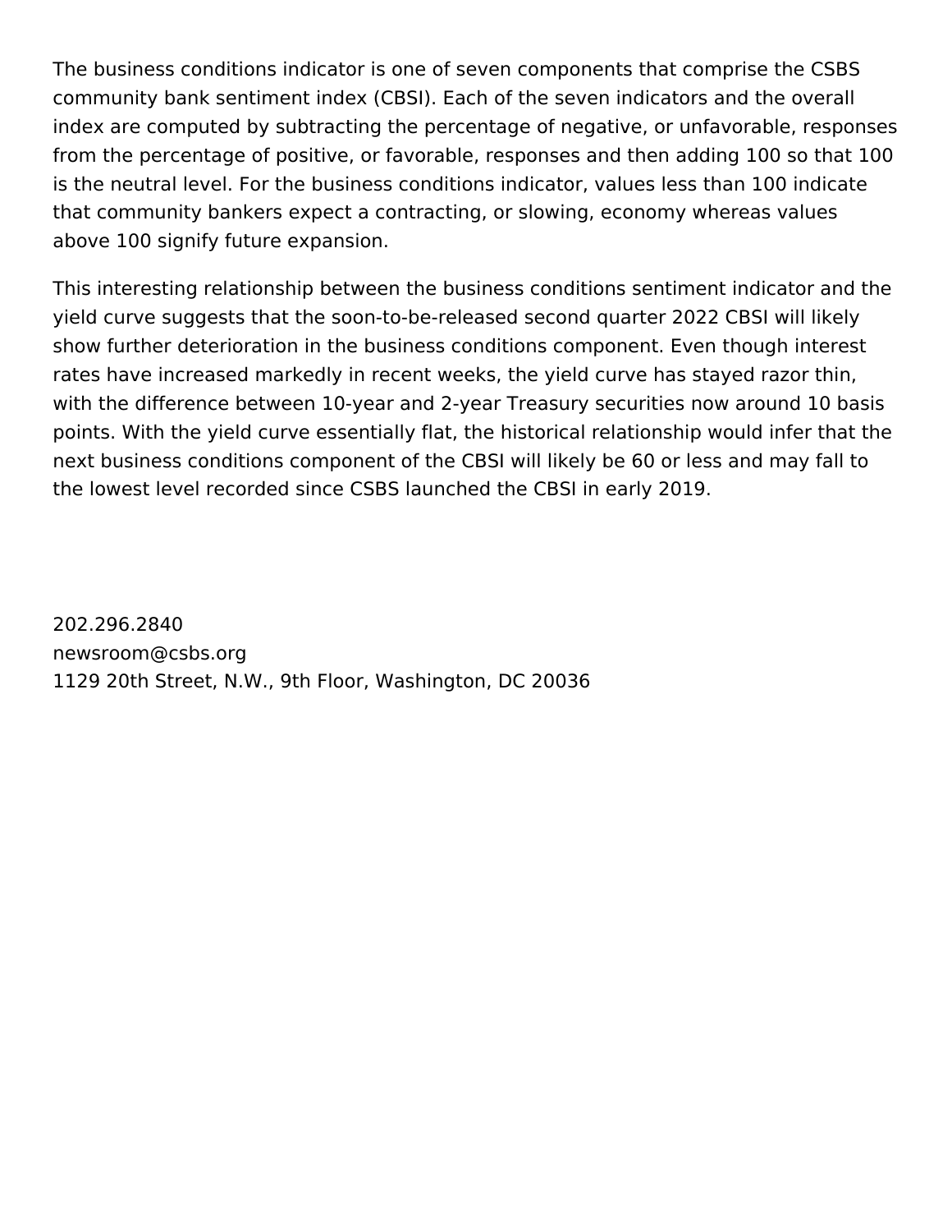The business conditions indicator is one of seven components that comprise the CSBS community bank sentiment index (CBSI). Each of the seven indicators and the overall index are computed by subtracting the percentage of negative, or unfavorable, responses from the percentage of positive, or favorable, responses and then adding 100 so that 100 is the neutral level. For the business conditions indicator, values less than 100 indicate that community bankers expect a contracting, or slowing, economy whereas values above 100 signify future expansion.

This interesting relationship between the business conditions sentiment indicator and the yield curve suggests that the soon-to-be-released second quarter 2022 CBSI will likely show further deterioration in the business conditions component. Even though interest rates have increased markedly in recent weeks, the yield curve has stayed razor thin, with the difference between 10-year and 2-year Treasury securities now around 10 basis points. With the yield curve essentially flat, the historical relationship would infer that the next business conditions component of the CBSI will likely be 60 or less and may fall to the lowest level recorded since CSBS launched the CBSI in early 2019.

202.296.2840
newsroom@csbs.org
1129 20th Street, N.W., 9th Floor, Washington, DC 20036